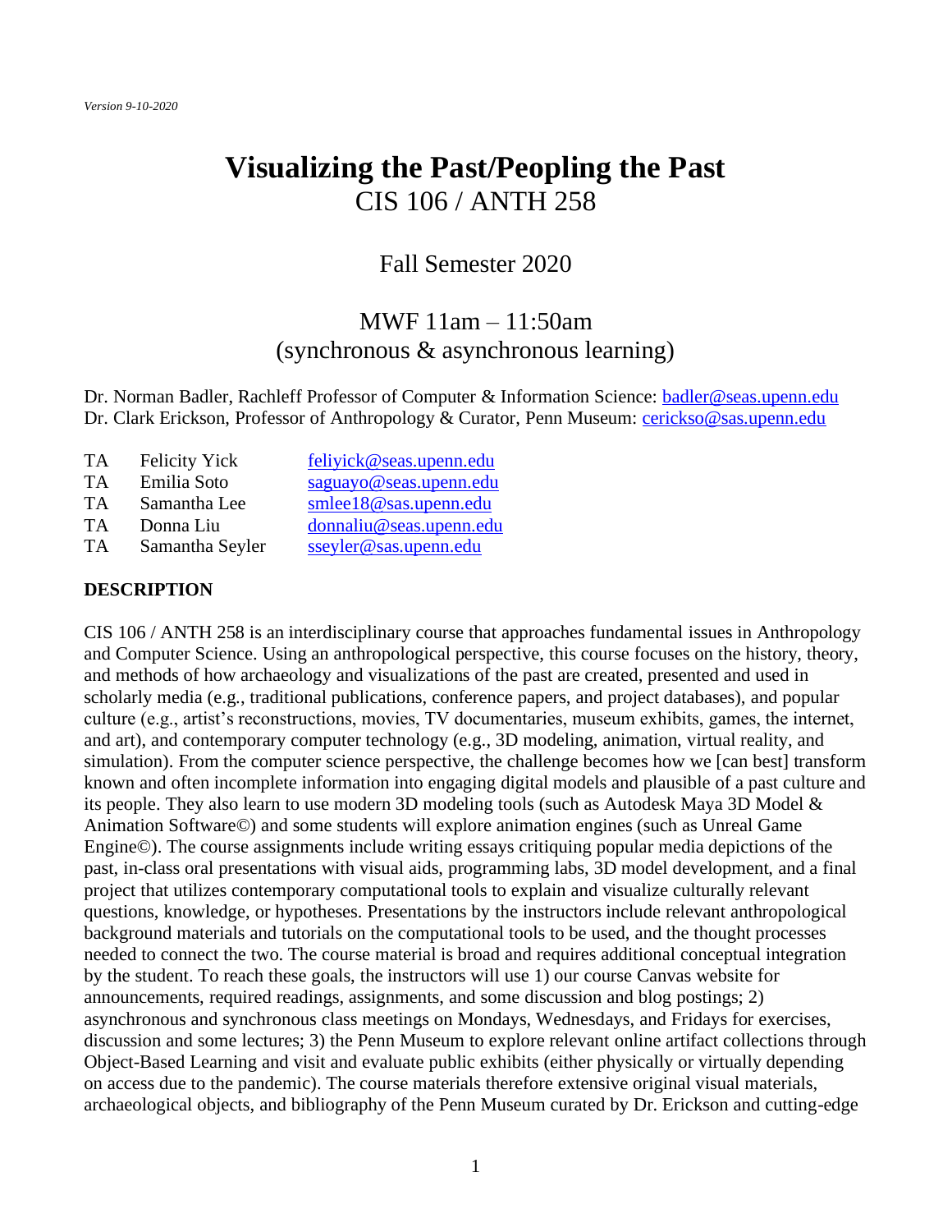*Version 9-10-2020*

# Visualizing the Past/Peopling the Past

## CIS 106 / ANTH 258

Fall Semester 2020

MWF 11am – 11:50am
(synchronous & asynchronous learning)

Dr. Norman Badler, Rachleff Professor of Computer & Information Science: badler@seas.upenn.edu
Dr. Clark Erickson, Professor of Anthropology & Curator, Penn Museum: cerickso@sas.upenn.edu

| | | |
|---|---|---|
| TA | Felicity Yick | feliyick@seas.upenn.edu |
| TA | Emilia Soto | saguayo@seas.upenn.edu |
| TA | Samantha Lee | smlee18@sas.upenn.edu |
| TA | Donna Liu | donnaliu@seas.upenn.edu |
| TA | Samantha Seyler | sseyler@sas.upenn.edu |

**DESCRIPTION**

CIS 106 / ANTH 258 is an interdisciplinary course that approaches fundamental issues in Anthropology and Computer Science. Using an anthropological perspective, this course focuses on the history, theory, and methods of how archaeology and visualizations of the past are created, presented and used in scholarly media (e.g., traditional publications, conference papers, and project databases), and popular culture (e.g., artist's reconstructions, movies, TV documentaries, museum exhibits, games, the internet, and art), and contemporary computer technology (e.g., 3D modeling, animation, virtual reality, and simulation). From the computer science perspective, the challenge becomes how we [can best] transform known and often incomplete information into engaging digital models and plausible of a past culture and its people. They also learn to use modern 3D modeling tools (such as Autodesk Maya 3D Model & Animation Software©) and some students will explore animation engines (such as Unreal Game Engine©). The course assignments include writing essays critiquing popular media depictions of the past, in-class oral presentations with visual aids, programming labs, 3D model development, and a final project that utilizes contemporary computational tools to explain and visualize culturally relevant questions, knowledge, or hypotheses. Presentations by the instructors include relevant anthropological background materials and tutorials on the computational tools to be used, and the thought processes needed to connect the two. The course material is broad and requires additional conceptual integration by the student. To reach these goals, the instructors will use 1) our course Canvas website for announcements, required readings, assignments, and some discussion and blog postings; 2) asynchronous and synchronous class meetings on Mondays, Wednesdays, and Fridays for exercises, discussion and some lectures; 3) the Penn Museum to explore relevant online artifact collections through Object-Based Learning and visit and evaluate public exhibits (either physically or virtually depending on access due to the pandemic). The course materials therefore extensive original visual materials, archaeological objects, and bibliography of the Penn Museum curated by Dr. Erickson and cutting-edge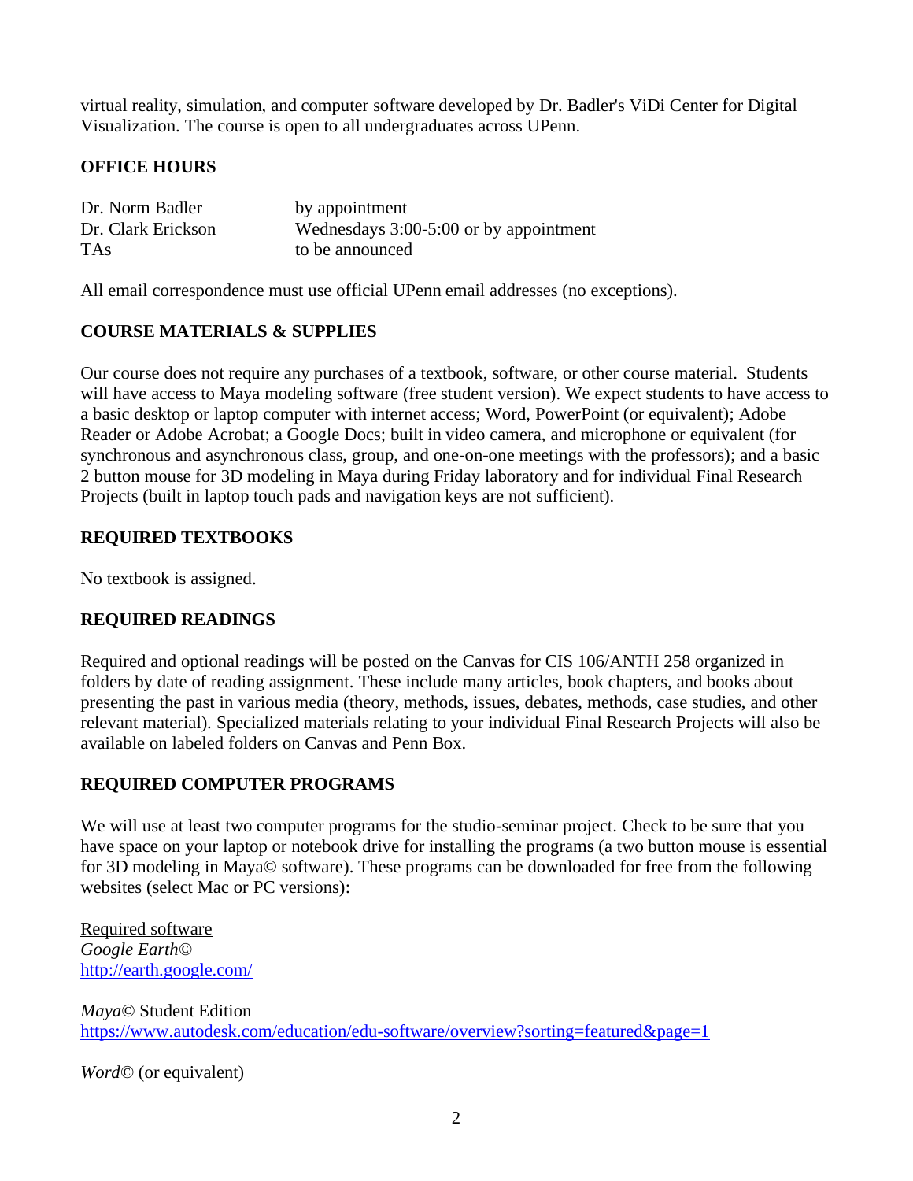virtual reality, simulation, and computer software developed by Dr. Badler's ViDi Center for Digital Visualization. The course is open to all undergraduates across UPenn.

**OFFICE HOURS**

| | |
|---|---|
| Dr. Norm Badler | by appointment |
| Dr. Clark Erickson | Wednesdays 3:00-5:00 or by appointment |
| TAs | to be announced |

All email correspondence must use official UPenn email addresses (no exceptions).

**COURSE MATERIALS & SUPPLIES**

Our course does not require any purchases of a textbook, software, or other course material. Students will have access to Maya modeling software (free student version). We expect students to have access to a basic desktop or laptop computer with internet access; Word, PowerPoint (or equivalent); Adobe Reader or Adobe Acrobat; a Google Docs; built in video camera, and microphone or equivalent (for synchronous and asynchronous class, group, and one-on-one meetings with the professors); and a basic 2 button mouse for 3D modeling in Maya during Friday laboratory and for individual Final Research Projects (built in laptop touch pads and navigation keys are not sufficient).

**REQUIRED TEXTBOOKS**

No textbook is assigned.

**REQUIRED READINGS**

Required and optional readings will be posted on the Canvas for CIS 106/ANTH 258 organized in folders by date of reading assignment. These include many articles, book chapters, and books about presenting the past in various media (theory, methods, issues, debates, methods, case studies, and other relevant material). Specialized materials relating to your individual Final Research Projects will also be available on labeled folders on Canvas and Penn Box.

**REQUIRED COMPUTER PROGRAMS**

We will use at least two computer programs for the studio-seminar project. Check to be sure that you have space on your laptop or notebook drive for installing the programs (a two button mouse is essential for 3D modeling in Maya© software). These programs can be downloaded for free from the following websites (select Mac or PC versions):

Required software
*Google Earth©*
http://earth.google.com/

*Maya©* Student Edition
https://www.autodesk.com/education/edu-software/overview?sorting=featured&page=1

*Word©* (or equivalent)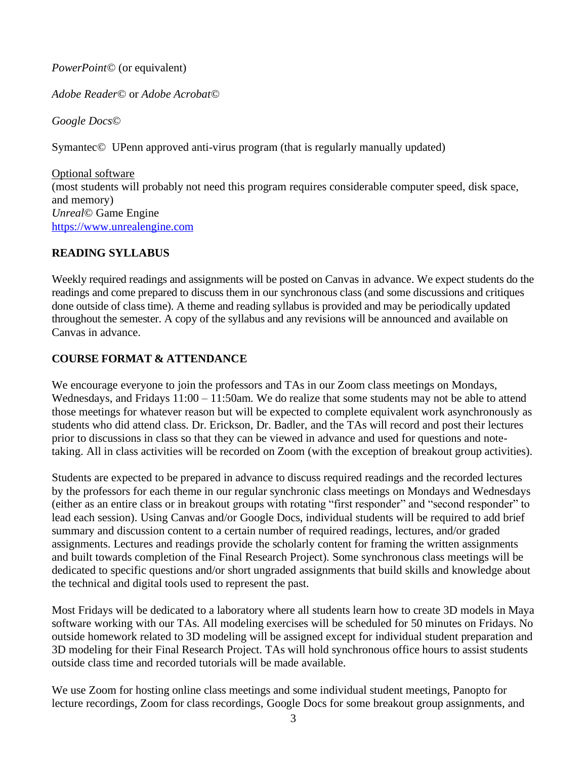*PowerPoint©* (or equivalent)

*Adobe Reader©* or *Adobe Acrobat©*

*Google Docs©*

Symantec© UPenn approved anti-virus program (that is regularly manually updated)

Optional software
(most students will probably not need this program requires considerable computer speed, disk space, and memory)
*Unreal©* Game Engine
https://www.unrealengine.com

**READING SYLLABUS**

Weekly required readings and assignments will be posted on Canvas in advance. We expect students do the readings and come prepared to discuss them in our synchronous class (and some discussions and critiques done outside of class time). A theme and reading syllabus is provided and may be periodically updated throughout the semester. A copy of the syllabus and any revisions will be announced and available on Canvas in advance.

**COURSE FORMAT & ATTENDANCE**

We encourage everyone to join the professors and TAs in our Zoom class meetings on Mondays, Wednesdays, and Fridays 11:00 – 11:50am. We do realize that some students may not be able to attend those meetings for whatever reason but will be expected to complete equivalent work asynchronously as students who did attend class. Dr. Erickson, Dr. Badler, and the TAs will record and post their lectures prior to discussions in class so that they can be viewed in advance and used for questions and note-taking. All in class activities will be recorded on Zoom (with the exception of breakout group activities).

Students are expected to be prepared in advance to discuss required readings and the recorded lectures by the professors for each theme in our regular synchronic class meetings on Mondays and Wednesdays (either as an entire class or in breakout groups with rotating "first responder" and "second responder" to lead each session). Using Canvas and/or Google Docs, individual students will be required to add brief summary and discussion content to a certain number of required readings, lectures, and/or graded assignments. Lectures and readings provide the scholarly content for framing the written assignments and built towards completion of the Final Research Project). Some synchronous class meetings will be dedicated to specific questions and/or short ungraded assignments that build skills and knowledge about the technical and digital tools used to represent the past.

Most Fridays will be dedicated to a laboratory where all students learn how to create 3D models in Maya software working with our TAs. All modeling exercises will be scheduled for 50 minutes on Fridays. No outside homework related to 3D modeling will be assigned except for individual student preparation and 3D modeling for their Final Research Project. TAs will hold synchronous office hours to assist students outside class time and recorded tutorials will be made available.

We use Zoom for hosting online class meetings and some individual student meetings, Panopto for lecture recordings, Zoom for class recordings, Google Docs for some breakout group assignments, and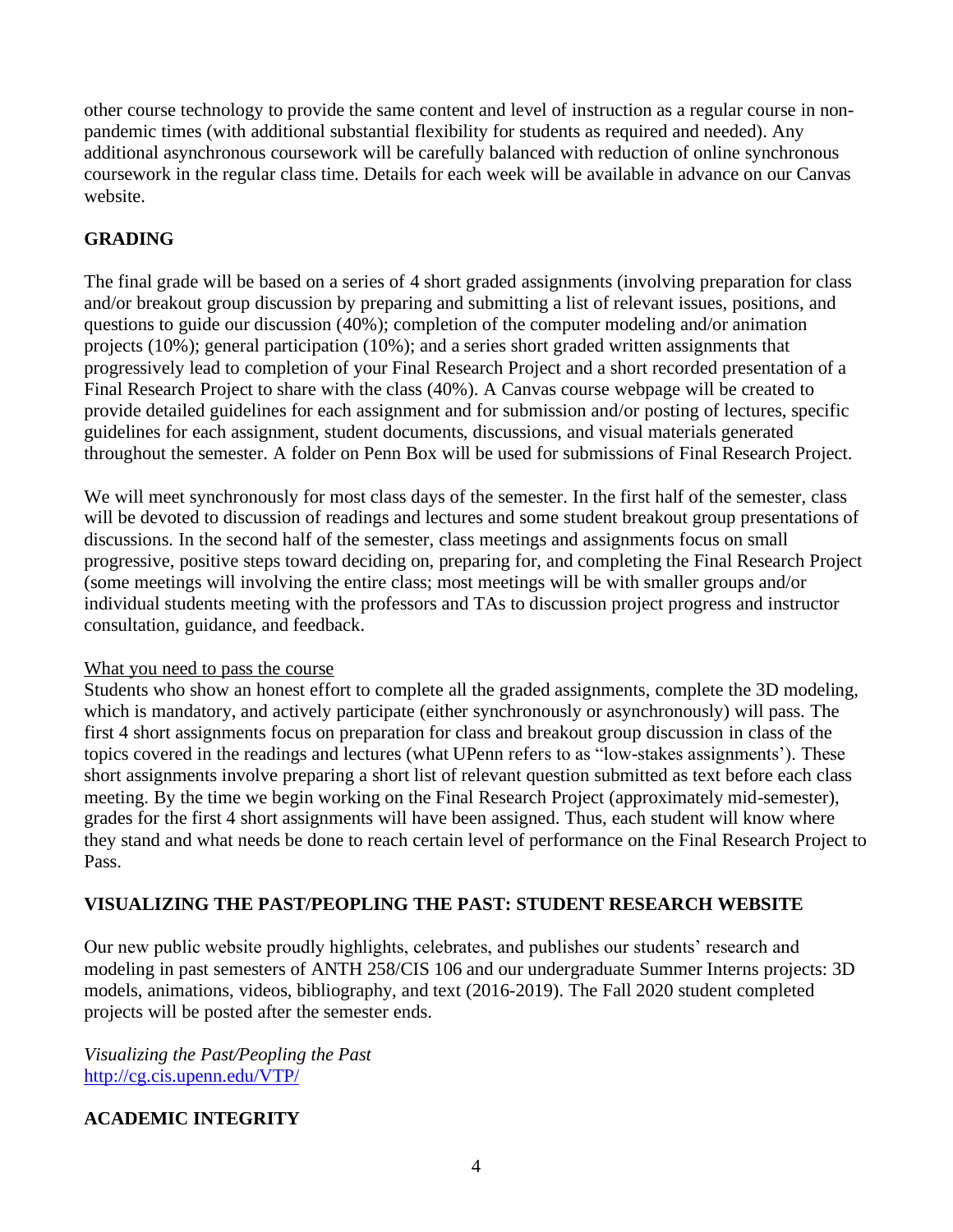other course technology to provide the same content and level of instruction as a regular course in non-pandemic times (with additional substantial flexibility for students as required and needed). Any additional asynchronous coursework will be carefully balanced with reduction of online synchronous coursework in the regular class time. Details for each week will be available in advance on our Canvas website.

## GRADING

The final grade will be based on a series of 4 short graded assignments (involving preparation for class and/or breakout group discussion by preparing and submitting a list of relevant issues, positions, and questions to guide our discussion (40%); completion of the computer modeling and/or animation projects (10%); general participation (10%); and a series short graded written assignments that progressively lead to completion of your Final Research Project and a short recorded presentation of a Final Research Project to share with the class (40%). A Canvas course webpage will be created to provide detailed guidelines for each assignment and for submission and/or posting of lectures, specific guidelines for each assignment, student documents, discussions, and visual materials generated throughout the semester. A folder on Penn Box will be used for submissions of Final Research Project.

We will meet synchronously for most class days of the semester. In the first half of the semester, class will be devoted to discussion of readings and lectures and some student breakout group presentations of discussions. In the second half of the semester, class meetings and assignments focus on small progressive, positive steps toward deciding on, preparing for, and completing the Final Research Project (some meetings will involving the entire class; most meetings will be with smaller groups and/or individual students meeting with the professors and TAs to discussion project progress and instructor consultation, guidance, and feedback.

<u>What you need to pass the course</u>

Students who show an honest effort to complete all the graded assignments, complete the 3D modeling, which is mandatory, and actively participate (either synchronously or asynchronously) will pass. The first 4 short assignments focus on preparation for class and breakout group discussion in class of the topics covered in the readings and lectures (what UPenn refers to as "low-stakes assignments'). These short assignments involve preparing a short list of relevant question submitted as text before each class meeting. By the time we begin working on the Final Research Project (approximately mid-semester), grades for the first 4 short assignments will have been assigned. Thus, each student will know where they stand and what needs be done to reach certain level of performance on the Final Research Project to Pass.

## VISUALIZING THE PAST/PEOPLING THE PAST: STUDENT RESEARCH WEBSITE

Our new public website proudly highlights, celebrates, and publishes our students' research and modeling in past semesters of ANTH 258/CIS 106 and our undergraduate Summer Interns projects: 3D models, animations, videos, bibliography, and text (2016-2019). The Fall 2020 student completed projects will be posted after the semester ends.

*Visualizing the Past/Peopling the Past*
[http://cg.cis.upenn.edu/VTP/](http://cg.cis.upenn.edu/VTP/)

## ACADEMIC INTEGRITY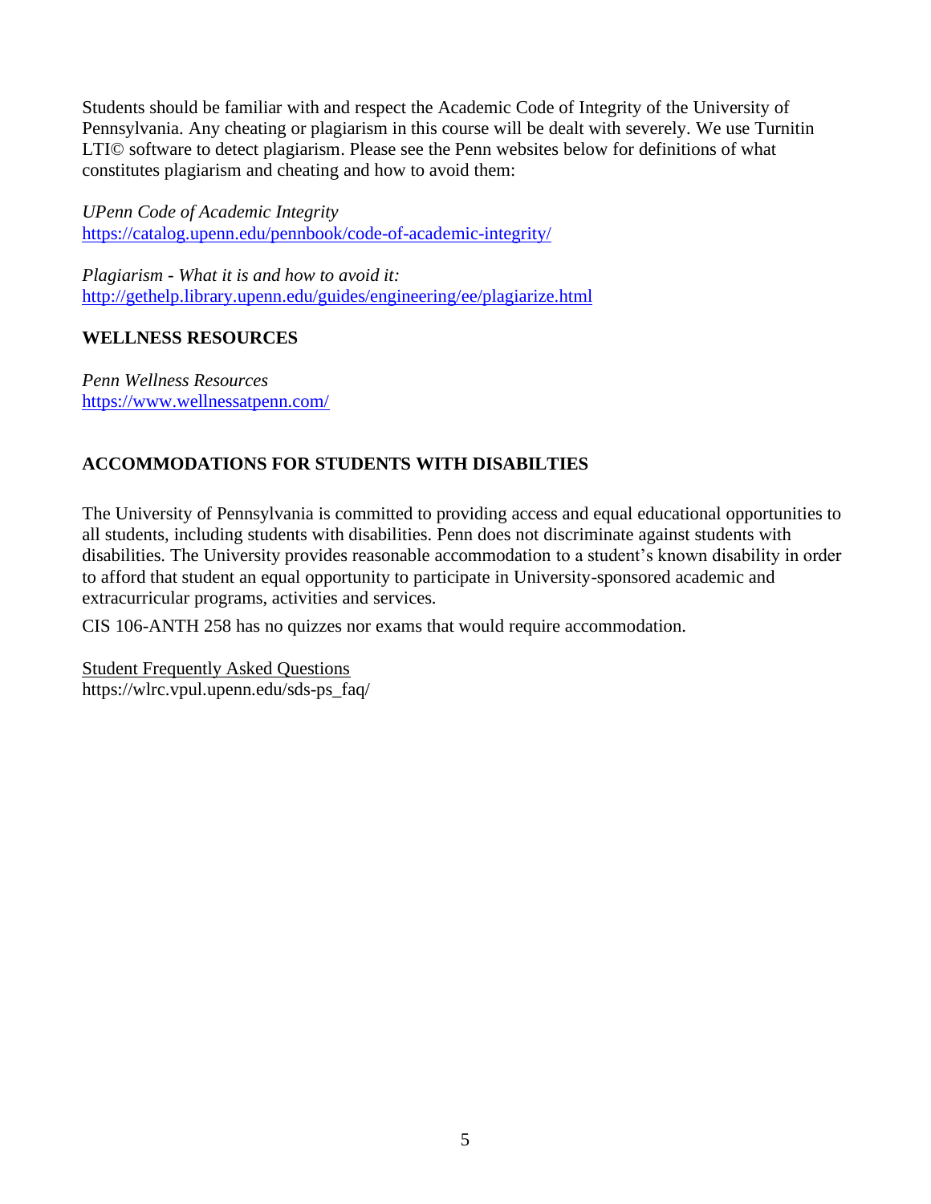Students should be familiar with and respect the Academic Code of Integrity of the University of Pennsylvania. Any cheating or plagiarism in this course will be dealt with severely. We use Turnitin LTI© software to detect plagiarism. Please see the Penn websites below for definitions of what constitutes plagiarism and cheating and how to avoid them:

*UPenn Code of Academic Integrity*
https://catalog.upenn.edu/pennbook/code-of-academic-integrity/

*Plagiarism - What it is and how to avoid it:*
http://gethelp.library.upenn.edu/guides/engineering/ee/plagiarize.html

**WELLNESS RESOURCES**

*Penn Wellness Resources*
https://www.wellnessatpenn.com/

**ACCOMMODATIONS FOR STUDENTS WITH DISABILTIES**

The University of Pennsylvania is committed to providing access and equal educational opportunities to all students, including students with disabilities. Penn does not discriminate against students with disabilities. The University provides reasonable accommodation to a student's known disability in order to afford that student an equal opportunity to participate in University-sponsored academic and extracurricular programs, activities and services.

CIS 106-ANTH 258 has no quizzes nor exams that would require accommodation.

Student Frequently Asked Questions
https://wlrc.vpul.upenn.edu/sds-ps_faq/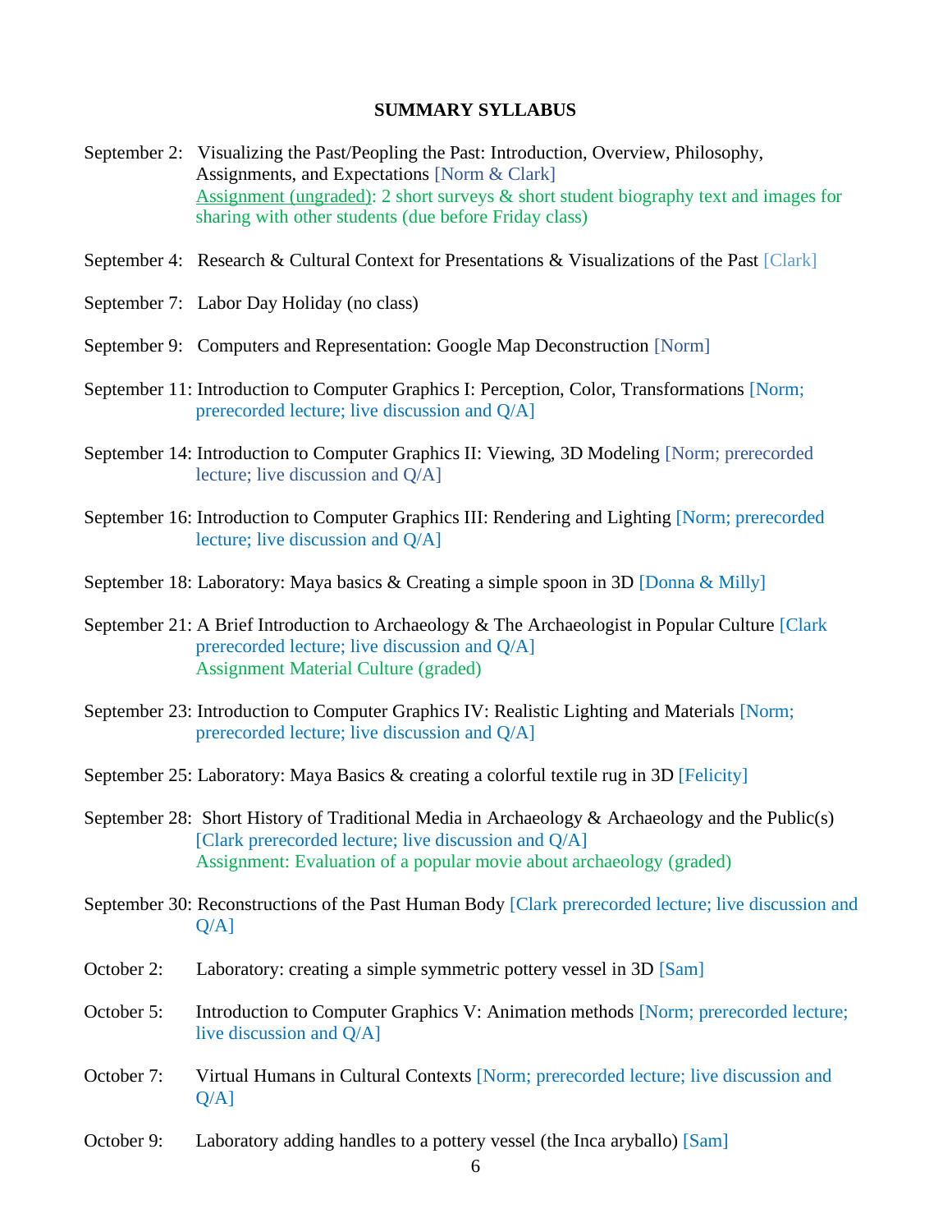## SUMMARY SYLLABUS

September 2: Visualizing the Past/Peopling the Past: Introduction, Overview, Philosophy, Assignments, and Expectations [Norm & Clark]
Assignment (ungraded): 2 short surveys & short student biography text and images for sharing with other students (due before Friday class)

September 4: Research & Cultural Context for Presentations & Visualizations of the Past [Clark]

September 7: Labor Day Holiday (no class)

September 9: Computers and Representation: Google Map Deconstruction [Norm]

September 11: Introduction to Computer Graphics I: Perception, Color, Transformations [Norm; prerecorded lecture; live discussion and Q/A]

September 14: Introduction to Computer Graphics II: Viewing, 3D Modeling [Norm; prerecorded lecture; live discussion and Q/A]

September 16: Introduction to Computer Graphics III: Rendering and Lighting [Norm; prerecorded lecture; live discussion and Q/A]

September 18: Laboratory: Maya basics & Creating a simple spoon in 3D [Donna & Milly]

September 21: A Brief Introduction to Archaeology & The Archaeologist in Popular Culture [Clark prerecorded lecture; live discussion and Q/A]
Assignment Material Culture (graded)

September 23: Introduction to Computer Graphics IV: Realistic Lighting and Materials [Norm; prerecorded lecture; live discussion and Q/A]

September 25: Laboratory: Maya Basics & creating a colorful textile rug in 3D [Felicity]

September 28: Short History of Traditional Media in Archaeology & Archaeology and the Public(s) [Clark prerecorded lecture; live discussion and Q/A]
Assignment: Evaluation of a popular movie about archaeology (graded)

September 30: Reconstructions of the Past Human Body [Clark prerecorded lecture; live discussion and Q/A]

October 2: Laboratory: creating a simple symmetric pottery vessel in 3D [Sam]

October 5: Introduction to Computer Graphics V: Animation methods [Norm; prerecorded lecture; live discussion and Q/A]

October 7: Virtual Humans in Cultural Contexts [Norm; prerecorded lecture; live discussion and Q/A]

October 9: Laboratory adding handles to a pottery vessel (the Inca aryballo) [Sam]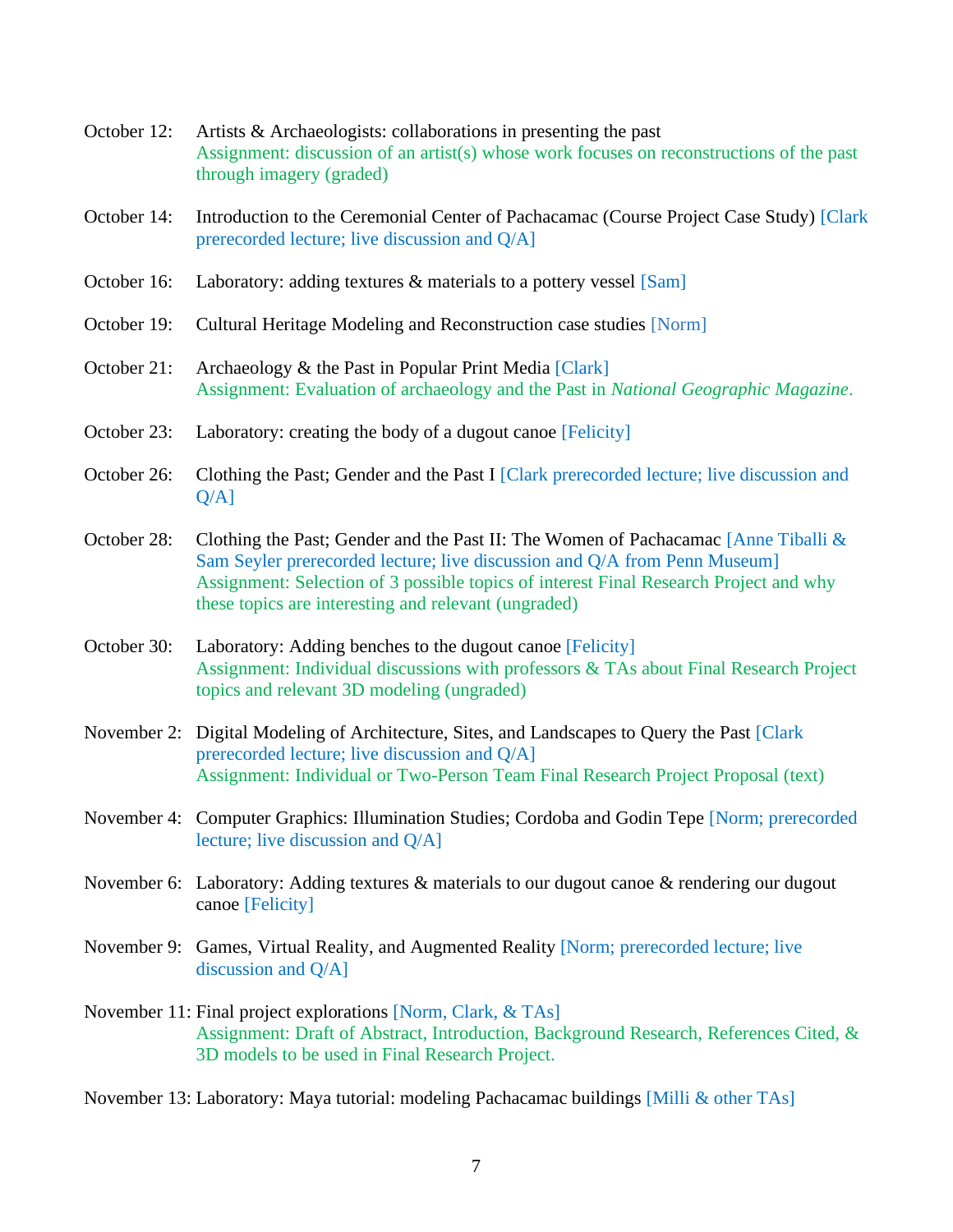October 12: Artists & Archaeologists: collaborations in presenting the past
Assignment: discussion of an artist(s) whose work focuses on reconstructions of the past through imagery (graded)

October 14: Introduction to the Ceremonial Center of Pachacamac (Course Project Case Study) [Clark prerecorded lecture; live discussion and Q/A]

October 16: Laboratory: adding textures & materials to a pottery vessel [Sam]

October 19: Cultural Heritage Modeling and Reconstruction case studies [Norm]

October 21: Archaeology & the Past in Popular Print Media [Clark]
Assignment: Evaluation of archaeology and the Past in *National Geographic Magazine*.

October 23: Laboratory: creating the body of a dugout canoe [Felicity]

October 26: Clothing the Past; Gender and the Past I [Clark prerecorded lecture; live discussion and Q/A]

October 28: Clothing the Past; Gender and the Past II: The Women of Pachacamac [Anne Tiballi & Sam Seyler prerecorded lecture; live discussion and Q/A from Penn Museum]
Assignment: Selection of 3 possible topics of interest Final Research Project and why these topics are interesting and relevant (ungraded)

October 30: Laboratory: Adding benches to the dugout canoe [Felicity]
Assignment: Individual discussions with professors & TAs about Final Research Project topics and relevant 3D modeling (ungraded)

November 2: Digital Modeling of Architecture, Sites, and Landscapes to Query the Past [Clark prerecorded lecture; live discussion and Q/A]
Assignment: Individual or Two-Person Team Final Research Project Proposal (text)

November 4: Computer Graphics: Illumination Studies; Cordoba and Godin Tepe [Norm; prerecorded lecture; live discussion and Q/A]

November 6: Laboratory: Adding textures & materials to our dugout canoe & rendering our dugout canoe [Felicity]

November 9: Games, Virtual Reality, and Augmented Reality [Norm; prerecorded lecture; live discussion and Q/A]

November 11: Final project explorations [Norm, Clark, & TAs]
Assignment: Draft of Abstract, Introduction, Background Research, References Cited, & 3D models to be used in Final Research Project.

November 13: Laboratory: Maya tutorial: modeling Pachacamac buildings [Milli & other TAs]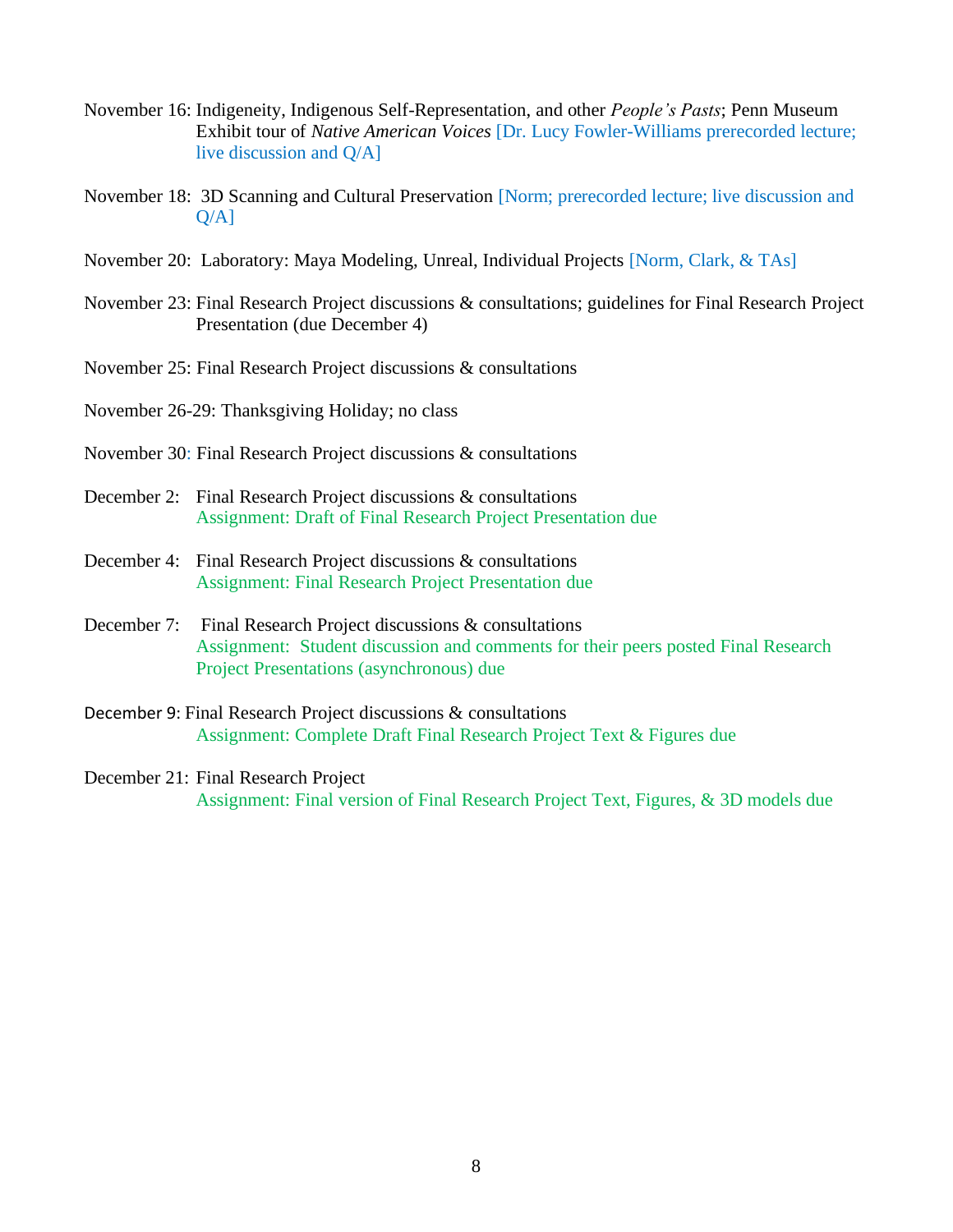November 16: Indigeneity, Indigenous Self-Representation, and other *People's Pasts*; Penn Museum Exhibit tour of *Native American Voices* [Dr. Lucy Fowler-Williams prerecorded lecture; live discussion and Q/A]

November 18: 3D Scanning and Cultural Preservation [Norm; prerecorded lecture; live discussion and Q/A]

November 20: Laboratory: Maya Modeling, Unreal, Individual Projects [Norm, Clark, & TAs]

November 23: Final Research Project discussions & consultations; guidelines for Final Research Project Presentation (due December 4)

November 25: Final Research Project discussions & consultations

November 26-29: Thanksgiving Holiday; no class

November 30: Final Research Project discussions & consultations

December 2: Final Research Project discussions & consultations
Assignment: Draft of Final Research Project Presentation due

December 4: Final Research Project discussions & consultations
Assignment: Final Research Project Presentation due

December 7: Final Research Project discussions & consultations
Assignment: Student discussion and comments for their peers posted Final Research Project Presentations (asynchronous) due

December 9: Final Research Project discussions & consultations
Assignment: Complete Draft Final Research Project Text & Figures due

December 21: Final Research Project
Assignment: Final version of Final Research Project Text, Figures, & 3D models due